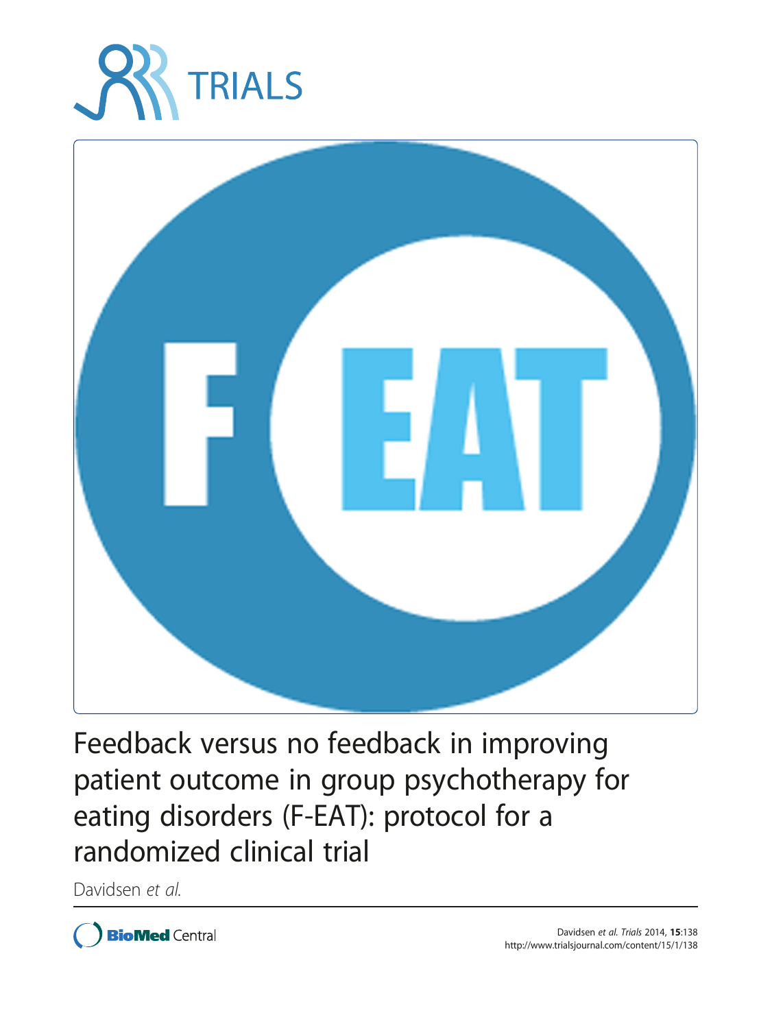# Feedback versus no feedback in improving patient outcome in group psychotherapy for eating disorders (F-EAT): protocol for a randomized clinical trial

Davidsen *et al.*

Davidsen *et al. Trials* 2014, **15**:138
http://www.trialsjournal.com/content/15/1/138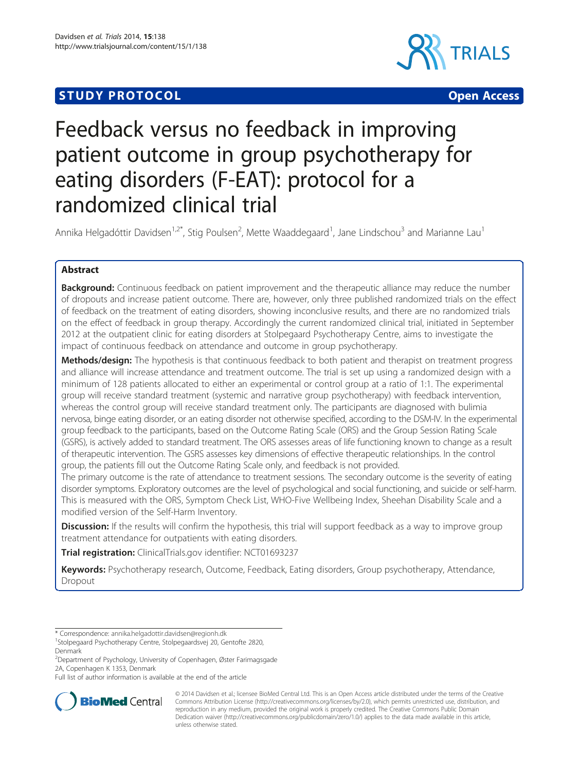# Feedback versus no feedback in improving patient outcome in group psychotherapy for eating disorders (F-EAT): protocol for a randomized clinical trial

Annika Helgadóttir Davidsen[1,2*], Stig Poulsen[2], Mette Waaddegaard[1], Jane Lindschou[3] and Marianne Lau[1]

## Abstract

**Background:** Continuous feedback on patient improvement and the therapeutic alliance may reduce the number of dropouts and increase patient outcome. There are, however, only three published randomized trials on the effect of feedback on the treatment of eating disorders, showing inconclusive results, and there are no randomized trials on the effect of feedback in group therapy. Accordingly the current randomized clinical trial, initiated in September 2012 at the outpatient clinic for eating disorders at Stolpegaard Psychotherapy Centre, aims to investigate the impact of continuous feedback on attendance and outcome in group psychotherapy.

**Methods/design:** The hypothesis is that continuous feedback to both patient and therapist on treatment progress and alliance will increase attendance and treatment outcome. The trial is set up using a randomized design with a minimum of 128 patients allocated to either an experimental or control group at a ratio of 1:1. The experimental group will receive standard treatment (systemic and narrative group psychotherapy) with feedback intervention, whereas the control group will receive standard treatment only. The participants are diagnosed with bulimia nervosa, binge eating disorder, or an eating disorder not otherwise specified, according to the DSM-IV. In the experimental group feedback to the participants, based on the Outcome Rating Scale (ORS) and the Group Session Rating Scale (GSRS), is actively added to standard treatment. The ORS assesses areas of life functioning known to change as a result of therapeutic intervention. The GSRS assesses key dimensions of effective therapeutic relationships. In the control group, the patients fill out the Outcome Rating Scale only, and feedback is not provided.

The primary outcome is the rate of attendance to treatment sessions. The secondary outcome is the severity of eating disorder symptoms. Exploratory outcomes are the level of psychological and social functioning, and suicide or self-harm. This is measured with the ORS, Symptom Check List, WHO-Five Wellbeing Index, Sheehan Disability Scale and a modified version of the Self-Harm Inventory.

**Discussion:** If the results will confirm the hypothesis, this trial will support feedback as a way to improve group treatment attendance for outpatients with eating disorders.

**Trial registration:** ClinicalTrials.gov identifier: NCT01693237

**Keywords:** Psychotherapy research, Outcome, Feedback, Eating disorders, Group psychotherapy, Attendance, Dropout

---

\* Correspondence: annika.helgadottir.davidsen@regionh.dk

[1] Stolpegaard Psychotherapy Centre, Stolpegaardsvej 20, Gentofte 2820, Denmark

[2] Department of Psychology, University of Copenhagen, Øster Farimagsgade 2A, Copenhagen K 1353, Denmark

Full list of author information is available at the end of the article

© 2014 Davidsen et al.; licensee BioMed Central Ltd. This is an Open Access article distributed under the terms of the Creative Commons Attribution License (http://creativecommons.org/licenses/by/2.0), which permits unrestricted use, distribution, and reproduction in any medium, provided the original work is properly credited. The Creative Commons Public Domain Dedication waiver (http://creativecommons.org/publicdomain/zero/1.0/) applies to the data made available in this article, unless otherwise stated.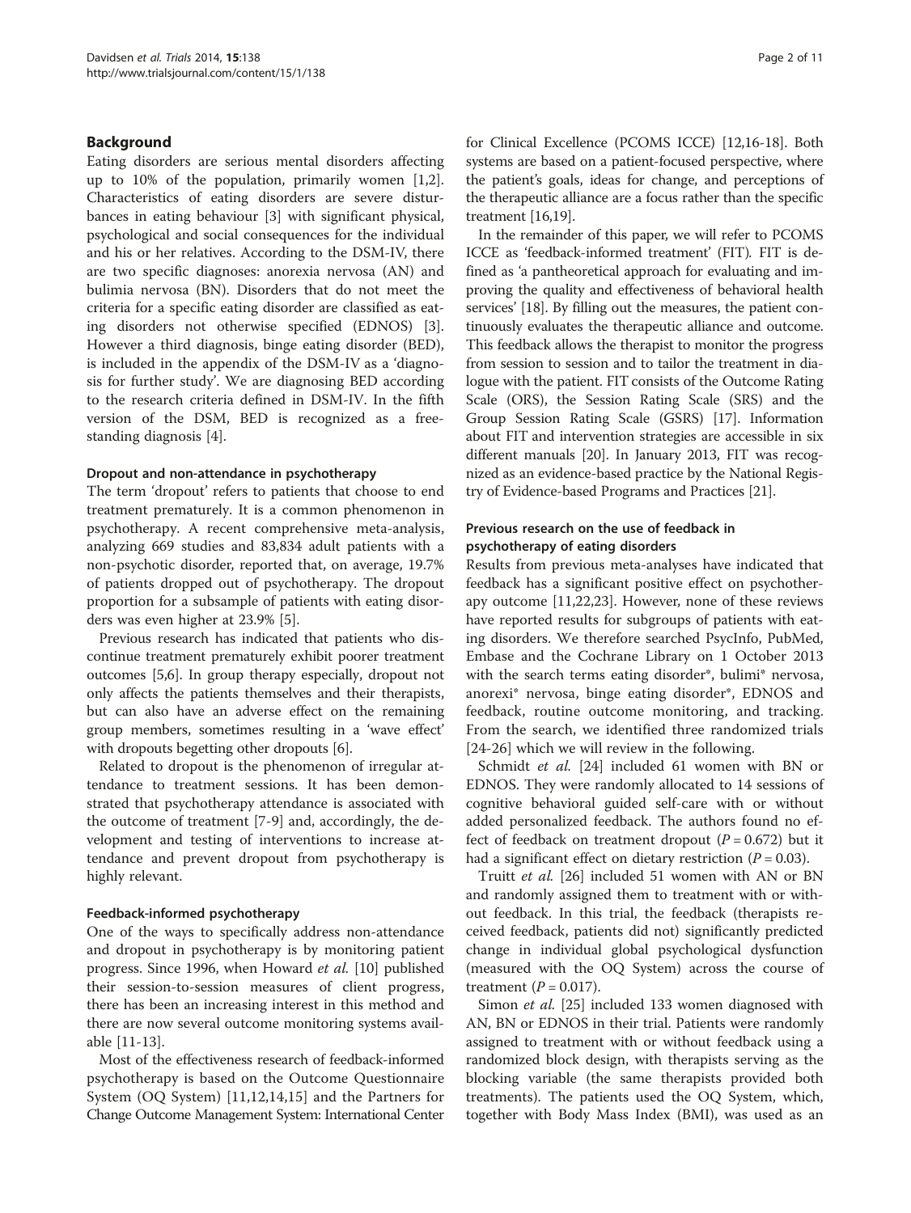## Background

Eating disorders are serious mental disorders affecting up to 10% of the population, primarily women [1,2]. Characteristics of eating disorders are severe disturbances in eating behaviour [3] with significant physical, psychological and social consequences for the individual and his or her relatives. According to the DSM-IV, there are two specific diagnoses: anorexia nervosa (AN) and bulimia nervosa (BN). Disorders that do not meet the criteria for a specific eating disorder are classified as eating disorders not otherwise specified (EDNOS) [3]. However a third diagnosis, binge eating disorder (BED), is included in the appendix of the DSM-IV as a 'diagnosis for further study'. We are diagnosing BED according to the research criteria defined in DSM-IV. In the fifth version of the DSM, BED is recognized as a free-standing diagnosis [4].

### Dropout and non-attendance in psychotherapy

The term 'dropout' refers to patients that choose to end treatment prematurely. It is a common phenomenon in psychotherapy. A recent comprehensive meta-analysis, analyzing 669 studies and 83,834 adult patients with a non-psychotic disorder, reported that, on average, 19.7% of patients dropped out of psychotherapy. The dropout proportion for a subsample of patients with eating disorders was even higher at 23.9% [5].

Previous research has indicated that patients who discontinue treatment prematurely exhibit poorer treatment outcomes [5,6]. In group therapy especially, dropout not only affects the patients themselves and their therapists, but can also have an adverse effect on the remaining group members, sometimes resulting in a 'wave effect' with dropouts begetting other dropouts [6].

Related to dropout is the phenomenon of irregular attendance to treatment sessions. It has been demonstrated that psychotherapy attendance is associated with the outcome of treatment [7-9] and, accordingly, the development and testing of interventions to increase attendance and prevent dropout from psychotherapy is highly relevant.

### Feedback-informed psychotherapy

One of the ways to specifically address non-attendance and dropout in psychotherapy is by monitoring patient progress. Since 1996, when Howard *et al.* [10] published their session-to-session measures of client progress, there has been an increasing interest in this method and there are now several outcome monitoring systems available [11-13].

Most of the effectiveness research of feedback-informed psychotherapy is based on the Outcome Questionnaire System (OQ System) [11,12,14,15] and the Partners for Change Outcome Management System: International Center for Clinical Excellence (PCOMS ICCE) [12,16-18]. Both systems are based on a patient-focused perspective, where the patient's goals, ideas for change, and perceptions of the therapeutic alliance are a focus rather than the specific treatment [16,19].

In the remainder of this paper, we will refer to PCOMS ICCE as 'feedback-informed treatment' (FIT). FIT is defined as 'a pantheoretical approach for evaluating and improving the quality and effectiveness of behavioral health services' [18]. By filling out the measures, the patient continuously evaluates the therapeutic alliance and outcome. This feedback allows the therapist to monitor the progress from session to session and to tailor the treatment in dialogue with the patient. FIT consists of the Outcome Rating Scale (ORS), the Session Rating Scale (SRS) and the Group Session Rating Scale (GSRS) [17]. Information about FIT and intervention strategies are accessible in six different manuals [20]. In January 2013, FIT was recognized as an evidence-based practice by the National Registry of Evidence-based Programs and Practices [21].

### Previous research on the use of feedback in psychotherapy of eating disorders

Results from previous meta-analyses have indicated that feedback has a significant positive effect on psychotherapy outcome [11,22,23]. However, none of these reviews have reported results for subgroups of patients with eating disorders. We therefore searched PsycInfo, PubMed, Embase and the Cochrane Library on 1 October 2013 with the search terms eating disorder*, bulimi* nervosa, anorexi* nervosa, binge eating disorder*, EDNOS and feedback, routine outcome monitoring, and tracking. From the search, we identified three randomized trials [24-26] which we will review in the following.

Schmidt *et al.* [24] included 61 women with BN or EDNOS. They were randomly allocated to 14 sessions of cognitive behavioral guided self-care with or without added personalized feedback. The authors found no effect of feedback on treatment dropout ($P = 0.672$) but it had a significant effect on dietary restriction ($P = 0.03$).

Truitt *et al.* [26] included 51 women with AN or BN and randomly assigned them to treatment with or without feedback. In this trial, the feedback (therapists received feedback, patients did not) significantly predicted change in individual global psychological dysfunction (measured with the OQ System) across the course of treatment ($P = 0.017$).

Simon *et al.* [25] included 133 women diagnosed with AN, BN or EDNOS in their trial. Patients were randomly assigned to treatment with or without feedback using a randomized block design, with therapists serving as the blocking variable (the same therapists provided both treatments). The patients used the OQ System, which, together with Body Mass Index (BMI), was used as an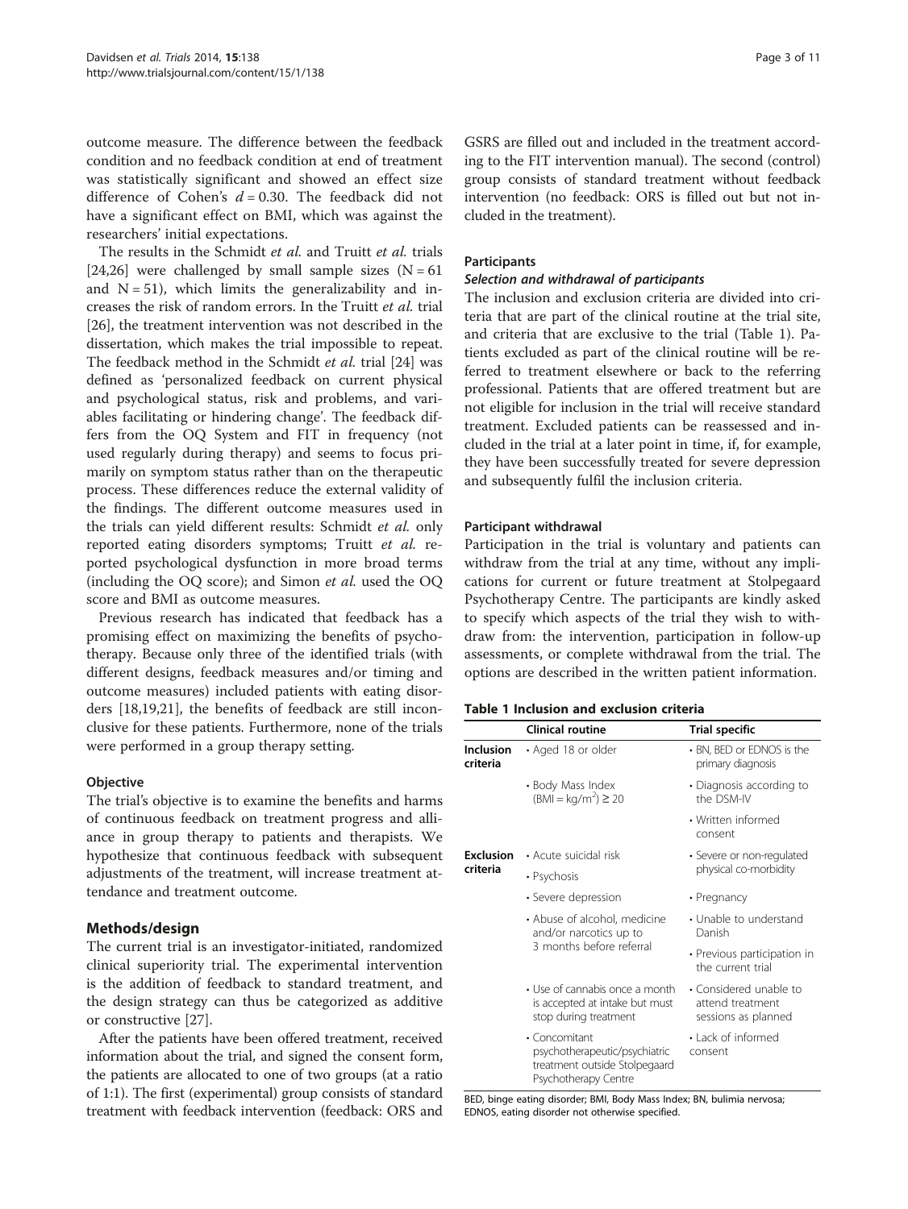outcome measure. The difference between the feedback condition and no feedback condition at end of treatment was statistically significant and showed an effect size difference of Cohen's $d = 0.30$. The feedback did not have a significant effect on BMI, which was against the researchers' initial expectations.

The results in the Schmidt *et al.* and Truitt *et al.* trials [24,26] were challenged by small sample sizes ($N = 61$ and $N = 51$), which limits the generalizability and increases the risk of random errors. In the Truitt *et al.* trial [26], the treatment intervention was not described in the dissertation, which makes the trial impossible to repeat. The feedback method in the Schmidt *et al.* trial [24] was defined as 'personalized feedback on current physical and psychological status, risk and problems, and variables facilitating or hindering change'. The feedback differs from the OQ System and FIT in frequency (not used regularly during therapy) and seems to focus primarily on symptom status rather than on the therapeutic process. These differences reduce the external validity of the findings. The different outcome measures used in the trials can yield different results: Schmidt *et al.* only reported eating disorders symptoms; Truitt *et al.* reported psychological dysfunction in more broad terms (including the OQ score); and Simon *et al.* used the OQ score and BMI as outcome measures.

Previous research has indicated that feedback has a promising effect on maximizing the benefits of psychotherapy. Because only three of the identified trials (with different designs, feedback measures and/or timing and outcome measures) included patients with eating disorders [18,19,21], the benefits of feedback are still inconclusive for these patients. Furthermore, none of the trials were performed in a group therapy setting.

### Objective

The trial's objective is to examine the benefits and harms of continuous feedback on treatment progress and alliance in group therapy to patients and therapists. We hypothesize that continuous feedback with subsequent adjustments of the treatment, will increase treatment attendance and treatment outcome.

## Methods/design

The current trial is an investigator-initiated, randomized clinical superiority trial. The experimental intervention is the addition of feedback to standard treatment, and the design strategy can thus be categorized as additive or constructive [27].

After the patients have been offered treatment, received information about the trial, and signed the consent form, the patients are allocated to one of two groups (at a ratio of 1:1). The first (experimental) group consists of standard treatment with feedback intervention (feedback: ORS and GSRS are filled out and included in the treatment according to the FIT intervention manual). The second (control) group consists of standard treatment without feedback intervention (no feedback: ORS is filled out but not included in the treatment).

### Participants

#### *Selection and withdrawal of participants*

The inclusion and exclusion criteria are divided into criteria that are part of the clinical routine at the trial site, and criteria that are exclusive to the trial (Table 1). Patients excluded as part of the clinical routine will be referred to treatment elsewhere or back to the referring professional. Patients that are offered treatment but are not eligible for inclusion in the trial will receive standard treatment. Excluded patients can be reassessed and included in the trial at a later point in time, if, for example, they have been successfully treated for severe depression and subsequently fulfil the inclusion criteria.

### Participant withdrawal

Participation in the trial is voluntary and patients can withdraw from the trial at any time, without any implications for current or future treatment at Stolpegaard Psychotherapy Centre. The participants are kindly asked to specify which aspects of the trial they wish to withdraw from: the intervention, participation in follow-up assessments, or complete withdrawal from the trial. The options are described in the written patient information.

**Table 1 Inclusion and exclusion criteria**

| | Clinical routine | Trial specific |
|---|---|---|
| **Inclusion criteria** | • Aged 18 or older | • BN, BED or EDNOS is the primary diagnosis |
| | • Body Mass Index ($BMI = kg/m^2$) ≥ 20 | • Diagnosis according to the DSM-IV |
| | | • Written informed consent |
| **Exclusion criteria** | • Acute suicidal risk | • Severe or non-regulated physical co-morbidity |
| | • Psychosis | |
| | • Severe depression | • Pregnancy |
| | • Abuse of alcohol, medicine and/or narcotics up to 3 months before referral | • Unable to understand Danish |
| | | • Previous participation in the current trial |
| | • Use of cannabis once a month is accepted at intake but must stop during treatment | • Considered unable to attend treatment sessions as planned |
| | • Concomitant psychotherapeutic/psychiatric treatment outside Stolpegaard Psychotherapy Centre | • Lack of informed consent |

BED, binge eating disorder; BMI, Body Mass Index; BN, bulimia nervosa; EDNOS, eating disorder not otherwise specified.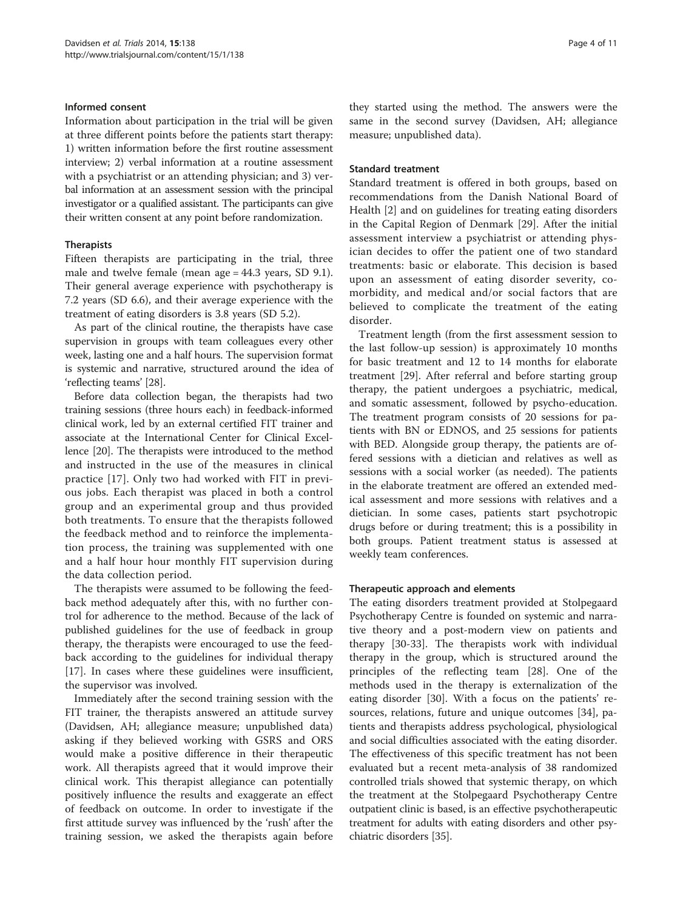### Informed consent

Information about participation in the trial will be given at three different points before the patients start therapy: 1) written information before the first routine assessment interview; 2) verbal information at a routine assessment with a psychiatrist or an attending physician; and 3) verbal information at an assessment session with the principal investigator or a qualified assistant. The participants can give their written consent at any point before randomization.

### Therapists

Fifteen therapists are participating in the trial, three male and twelve female (mean age = 44.3 years, SD 9.1). Their general average experience with psychotherapy is 7.2 years (SD 6.6), and their average experience with the treatment of eating disorders is 3.8 years (SD 5.2).

As part of the clinical routine, the therapists have case supervision in groups with team colleagues every other week, lasting one and a half hours. The supervision format is systemic and narrative, structured around the idea of 'reflecting teams' [28].

Before data collection began, the therapists had two training sessions (three hours each) in feedback-informed clinical work, led by an external certified FIT trainer and associate at the International Center for Clinical Excellence [20]. The therapists were introduced to the method and instructed in the use of the measures in clinical practice [17]. Only two had worked with FIT in previous jobs. Each therapist was placed in both a control group and an experimental group and thus provided both treatments. To ensure that the therapists followed the feedback method and to reinforce the implementation process, the training was supplemented with one and a half hour hour monthly FIT supervision during the data collection period.

The therapists were assumed to be following the feedback method adequately after this, with no further control for adherence to the method. Because of the lack of published guidelines for the use of feedback in group therapy, the therapists were encouraged to use the feedback according to the guidelines for individual therapy [17]. In cases where these guidelines were insufficient, the supervisor was involved.

Immediately after the second training session with the FIT trainer, the therapists answered an attitude survey (Davidsen, AH; allegiance measure; unpublished data) asking if they believed working with GSRS and ORS would make a positive difference in their therapeutic work. All therapists agreed that it would improve their clinical work. This therapist allegiance can potentially positively influence the results and exaggerate an effect of feedback on outcome. In order to investigate if the first attitude survey was influenced by the 'rush' after the training session, we asked the therapists again before they started using the method. The answers were the same in the second survey (Davidsen, AH; allegiance measure; unpublished data).

### Standard treatment

Standard treatment is offered in both groups, based on recommendations from the Danish National Board of Health [2] and on guidelines for treating eating disorders in the Capital Region of Denmark [29]. After the initial assessment interview a psychiatrist or attending physician decides to offer the patient one of two standard treatments: basic or elaborate. This decision is based upon an assessment of eating disorder severity, comorbidity, and medical and/or social factors that are believed to complicate the treatment of the eating disorder.

Treatment length (from the first assessment session to the last follow-up session) is approximately 10 months for basic treatment and 12 to 14 months for elaborate treatment [29]. After referral and before starting group therapy, the patient undergoes a psychiatric, medical, and somatic assessment, followed by psycho-education. The treatment program consists of 20 sessions for patients with BN or EDNOS, and 25 sessions for patients with BED. Alongside group therapy, the patients are offered sessions with a dietician and relatives as well as sessions with a social worker (as needed). The patients in the elaborate treatment are offered an extended medical assessment and more sessions with relatives and a dietician. In some cases, patients start psychotropic drugs before or during treatment; this is a possibility in both groups. Patient treatment status is assessed at weekly team conferences.

### Therapeutic approach and elements

The eating disorders treatment provided at Stolpegaard Psychotherapy Centre is founded on systemic and narrative theory and a post-modern view on patients and therapy [30-33]. The therapists work with individual therapy in the group, which is structured around the principles of the reflecting team [28]. One of the methods used in the therapy is externalization of the eating disorder [30]. With a focus on the patients' resources, relations, future and unique outcomes [34], patients and therapists address psychological, physiological and social difficulties associated with the eating disorder. The effectiveness of this specific treatment has not been evaluated but a recent meta-analysis of 38 randomized controlled trials showed that systemic therapy, on which the treatment at the Stolpegaard Psychotherapy Centre outpatient clinic is based, is an effective psychotherapeutic treatment for adults with eating disorders and other psychiatric disorders [35].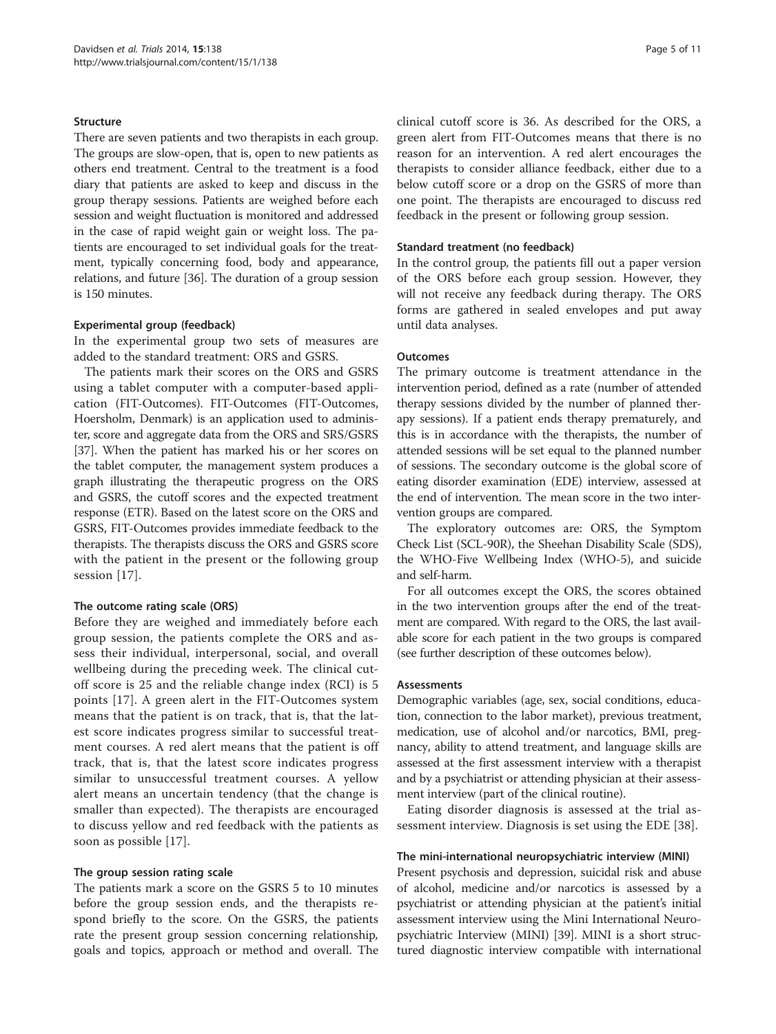#### Structure

There are seven patients and two therapists in each group. The groups are slow-open, that is, open to new patients as others end treatment. Central to the treatment is a food diary that patients are asked to keep and discuss in the group therapy sessions. Patients are weighed before each session and weight fluctuation is monitored and addressed in the case of rapid weight gain or weight loss. The patients are encouraged to set individual goals for the treatment, typically concerning food, body and appearance, relations, and future [36]. The duration of a group session is 150 minutes.

#### Experimental group (feedback)

In the experimental group two sets of measures are added to the standard treatment: ORS and GSRS.

The patients mark their scores on the ORS and GSRS using a tablet computer with a computer-based application (FIT-Outcomes). FIT-Outcomes (FIT-Outcomes, Hoersholm, Denmark) is an application used to administer, score and aggregate data from the ORS and SRS/GSRS [37]. When the patient has marked his or her scores on the tablet computer, the management system produces a graph illustrating the therapeutic progress on the ORS and GSRS, the cutoff scores and the expected treatment response (ETR). Based on the latest score on the ORS and GSRS, FIT-Outcomes provides immediate feedback to the therapists. The therapists discuss the ORS and GSRS score with the patient in the present or the following group session [17].

#### The outcome rating scale (ORS)

Before they are weighed and immediately before each group session, the patients complete the ORS and assess their individual, interpersonal, social, and overall wellbeing during the preceding week. The clinical cutoff score is 25 and the reliable change index (RCI) is 5 points [17]. A green alert in the FIT-Outcomes system means that the patient is on track, that is, that the latest score indicates progress similar to successful treatment courses. A red alert means that the patient is off track, that is, that the latest score indicates progress similar to unsuccessful treatment courses. A yellow alert means an uncertain tendency (that the change is smaller than expected). The therapists are encouraged to discuss yellow and red feedback with the patients as soon as possible [17].

#### The group session rating scale

The patients mark a score on the GSRS 5 to 10 minutes before the group session ends, and the therapists respond briefly to the score. On the GSRS, the patients rate the present group session concerning relationship, goals and topics, approach or method and overall. The clinical cutoff score is 36. As described for the ORS, a green alert from FIT-Outcomes means that there is no reason for an intervention. A red alert encourages the therapists to consider alliance feedback, either due to a below cutoff score or a drop on the GSRS of more than one point. The therapists are encouraged to discuss red feedback in the present or following group session.

#### Standard treatment (no feedback)

In the control group, the patients fill out a paper version of the ORS before each group session. However, they will not receive any feedback during therapy. The ORS forms are gathered in sealed envelopes and put away until data analyses.

#### Outcomes

The primary outcome is treatment attendance in the intervention period, defined as a rate (number of attended therapy sessions divided by the number of planned therapy sessions). If a patient ends therapy prematurely, and this is in accordance with the therapists, the number of attended sessions will be set equal to the planned number of sessions. The secondary outcome is the global score of eating disorder examination (EDE) interview, assessed at the end of intervention. The mean score in the two intervention groups are compared.

The exploratory outcomes are: ORS, the Symptom Check List (SCL-90R), the Sheehan Disability Scale (SDS), the WHO-Five Wellbeing Index (WHO-5), and suicide and self-harm.

For all outcomes except the ORS, the scores obtained in the two intervention groups after the end of the treatment are compared. With regard to the ORS, the last available score for each patient in the two groups is compared (see further description of these outcomes below).

#### Assessments

Demographic variables (age, sex, social conditions, education, connection to the labor market), previous treatment, medication, use of alcohol and/or narcotics, BMI, pregnancy, ability to attend treatment, and language skills are assessed at the first assessment interview with a therapist and by a psychiatrist or attending physician at their assessment interview (part of the clinical routine).

Eating disorder diagnosis is assessed at the trial assessment interview. Diagnosis is set using the EDE [38].

#### The mini-international neuropsychiatric interview (MINI)

Present psychosis and depression, suicidal risk and abuse of alcohol, medicine and/or narcotics is assessed by a psychiatrist or attending physician at the patient's initial assessment interview using the Mini International Neuropsychiatric Interview (MINI) [39]. MINI is a short structured diagnostic interview compatible with international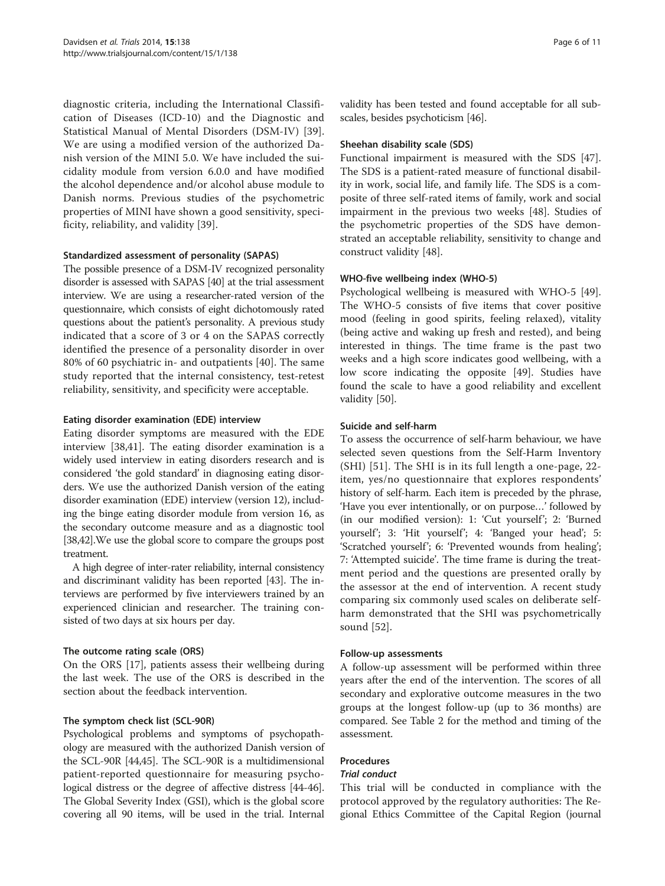diagnostic criteria, including the International Classification of Diseases (ICD-10) and the Diagnostic and Statistical Manual of Mental Disorders (DSM-IV) [39]. We are using a modified version of the authorized Danish version of the MINI 5.0. We have included the suicidality module from version 6.0.0 and have modified the alcohol dependence and/or alcohol abuse module to Danish norms. Previous studies of the psychometric properties of MINI have shown a good sensitivity, specificity, reliability, and validity [39].

#### Standardized assessment of personality (SAPAS)

The possible presence of a DSM-IV recognized personality disorder is assessed with SAPAS [40] at the trial assessment interview. We are using a researcher-rated version of the questionnaire, which consists of eight dichotomously rated questions about the patient's personality. A previous study indicated that a score of 3 or 4 on the SAPAS correctly identified the presence of a personality disorder in over 80% of 60 psychiatric in- and outpatients [40]. The same study reported that the internal consistency, test-retest reliability, sensitivity, and specificity were acceptable.

#### Eating disorder examination (EDE) interview

Eating disorder symptoms are measured with the EDE interview [38,41]. The eating disorder examination is a widely used interview in eating disorders research and is considered 'the gold standard' in diagnosing eating disorders. We use the authorized Danish version of the eating disorder examination (EDE) interview (version 12), including the binge eating disorder module from version 16, as the secondary outcome measure and as a diagnostic tool [38,42].We use the global score to compare the groups post treatment.

A high degree of inter-rater reliability, internal consistency and discriminant validity has been reported [43]. The interviews are performed by five interviewers trained by an experienced clinician and researcher. The training consisted of two days at six hours per day.

#### The outcome rating scale (ORS)

On the ORS [17], patients assess their wellbeing during the last week. The use of the ORS is described in the section about the feedback intervention.

#### The symptom check list (SCL-90R)

Psychological problems and symptoms of psychopathology are measured with the authorized Danish version of the SCL-90R [44,45]. The SCL-90R is a multidimensional patient-reported questionnaire for measuring psychological distress or the degree of affective distress [44-46]. The Global Severity Index (GSI), which is the global score covering all 90 items, will be used in the trial. Internal validity has been tested and found acceptable for all subscales, besides psychoticism [46].

#### Sheehan disability scale (SDS)

Functional impairment is measured with the SDS [47]. The SDS is a patient-rated measure of functional disability in work, social life, and family life. The SDS is a composite of three self-rated items of family, work and social impairment in the previous two weeks [48]. Studies of the psychometric properties of the SDS have demonstrated an acceptable reliability, sensitivity to change and construct validity [48].

#### WHO-five wellbeing index (WHO-5)

Psychological wellbeing is measured with WHO-5 [49]. The WHO-5 consists of five items that cover positive mood (feeling in good spirits, feeling relaxed), vitality (being active and waking up fresh and rested), and being interested in things. The time frame is the past two weeks and a high score indicates good wellbeing, with a low score indicating the opposite [49]. Studies have found the scale to have a good reliability and excellent validity [50].

#### Suicide and self-harm

To assess the occurrence of self-harm behaviour, we have selected seven questions from the Self-Harm Inventory (SHI) [51]. The SHI is in its full length a one-page, 22-item, yes/no questionnaire that explores respondents' history of self-harm. Each item is preceded by the phrase, 'Have you ever intentionally, or on purpose…' followed by (in our modified version): 1: 'Cut yourself'; 2: 'Burned yourself'; 3: 'Hit yourself'; 4: 'Banged your head'; 5: 'Scratched yourself'; 6: 'Prevented wounds from healing'; 7: 'Attempted suicide'. The time frame is during the treatment period and the questions are presented orally by the assessor at the end of intervention. A recent study comparing six commonly used scales on deliberate self-harm demonstrated that the SHI was psychometrically sound [52].

#### Follow-up assessments

A follow-up assessment will be performed within three years after the end of the intervention. The scores of all secondary and explorative outcome measures in the two groups at the longest follow-up (up to 36 months) are compared. See Table 2 for the method and timing of the assessment.

### Procedures

#### *Trial conduct*

This trial will be conducted in compliance with the protocol approved by the regulatory authorities: The Regional Ethics Committee of the Capital Region (journal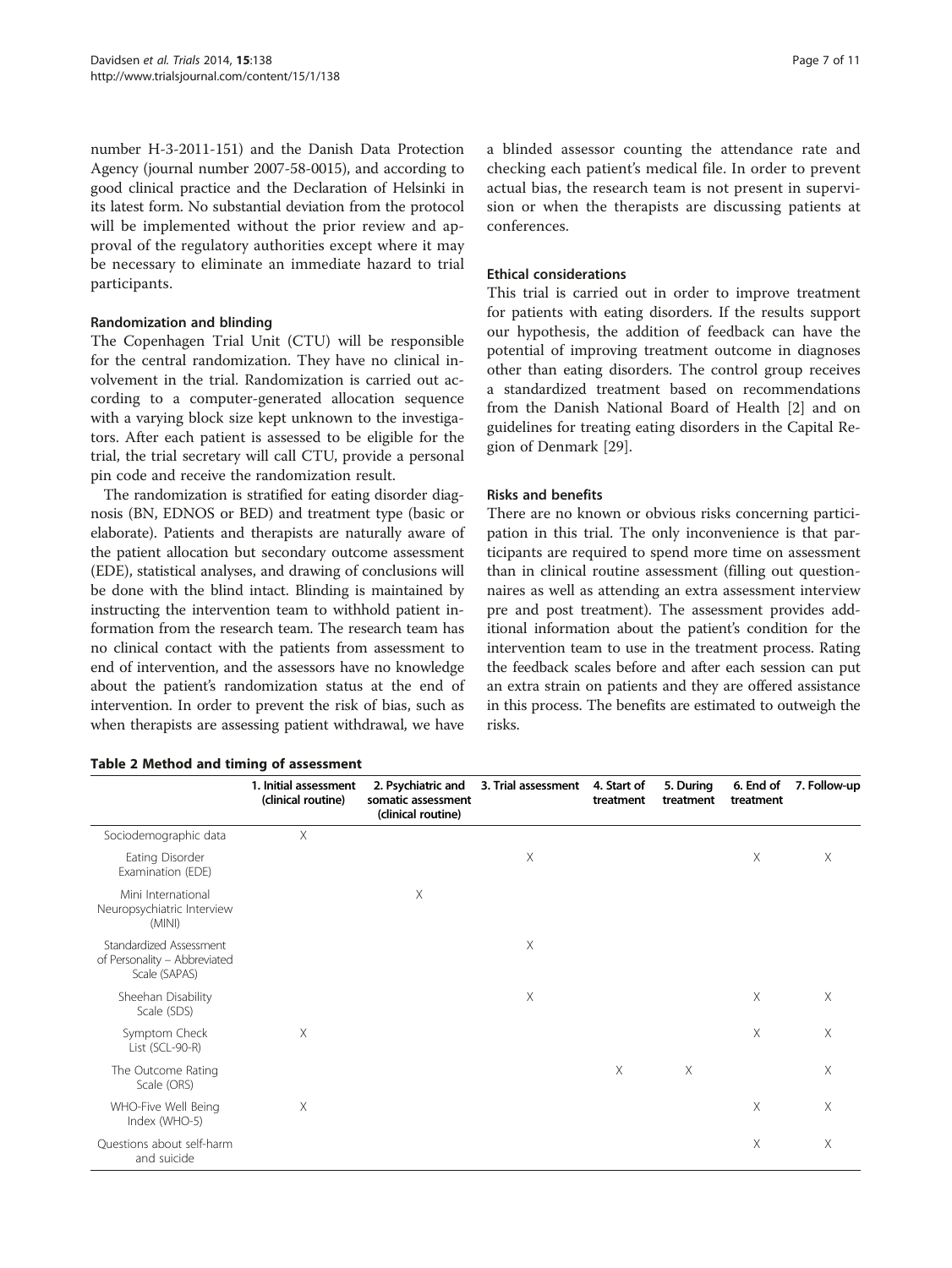number H-3-2011-151) and the Danish Data Protection Agency (journal number 2007-58-0015), and according to good clinical practice and the Declaration of Helsinki in its latest form. No substantial deviation from the protocol will be implemented without the prior review and approval of the regulatory authorities except where it may be necessary to eliminate an immediate hazard to trial participants.

### Randomization and blinding

The Copenhagen Trial Unit (CTU) will be responsible for the central randomization. They have no clinical involvement in the trial. Randomization is carried out according to a computer-generated allocation sequence with a varying block size kept unknown to the investigators. After each patient is assessed to be eligible for the trial, the trial secretary will call CTU, provide a personal pin code and receive the randomization result.

The randomization is stratified for eating disorder diagnosis (BN, EDNOS or BED) and treatment type (basic or elaborate). Patients and therapists are naturally aware of the patient allocation but secondary outcome assessment (EDE), statistical analyses, and drawing of conclusions will be done with the blind intact. Blinding is maintained by instructing the intervention team to withhold patient information from the research team. The research team has no clinical contact with the patients from assessment to end of intervention, and the assessors have no knowledge about the patient's randomization status at the end of intervention. In order to prevent the risk of bias, such as when therapists are assessing patient withdrawal, we have a blinded assessor counting the attendance rate and checking each patient's medical file. In order to prevent actual bias, the research team is not present in supervision or when the therapists are discussing patients at conferences.

### Ethical considerations

This trial is carried out in order to improve treatment for patients with eating disorders. If the results support our hypothesis, the addition of feedback can have the potential of improving treatment outcome in diagnoses other than eating disorders. The control group receives a standardized treatment based on recommendations from the Danish National Board of Health [2] and on guidelines for treating eating disorders in the Capital Region of Denmark [29].

### Risks and benefits

There are no known or obvious risks concerning participation in this trial. The only inconvenience is that participants are required to spend more time on assessment than in clinical routine assessment (filling out questionnaires as well as attending an extra assessment interview pre and post treatment). The assessment provides additional information about the patient's condition for the intervention team to use in the treatment process. Rating the feedback scales before and after each session can put an extra strain on patients and they are offered assistance in this process. The benefits are estimated to outweigh the risks.

**Table 2 Method and timing of assessment**

| | 1. Initial assessment (clinical routine) | 2. Psychiatric and somatic assessment (clinical routine) | 3. Trial assessment | 4. Start of treatment | 5. During treatment | 6. End of treatment | 7. Follow-up |
|---|---|---|---|---|---|---|---|
| Sociodemographic data | X | | | | | | |
| Eating Disorder Examination (EDE) | | | X | | | X | X |
| Mini International Neuropsychiatric Interview (MINI) | | X | | | | | |
| Standardized Assessment of Personality – Abbreviated Scale (SAPAS) | | | X | | | | |
| Sheehan Disability Scale (SDS) | | | X | | | X | X |
| Symptom Check List (SCL-90-R) | X | | | | | X | X |
| The Outcome Rating Scale (ORS) | | | | X | X | | X |
| WHO-Five Well Being Index (WHO-5) | X | | | | | X | X |
| Questions about self-harm and suicide | | | | | | X | X |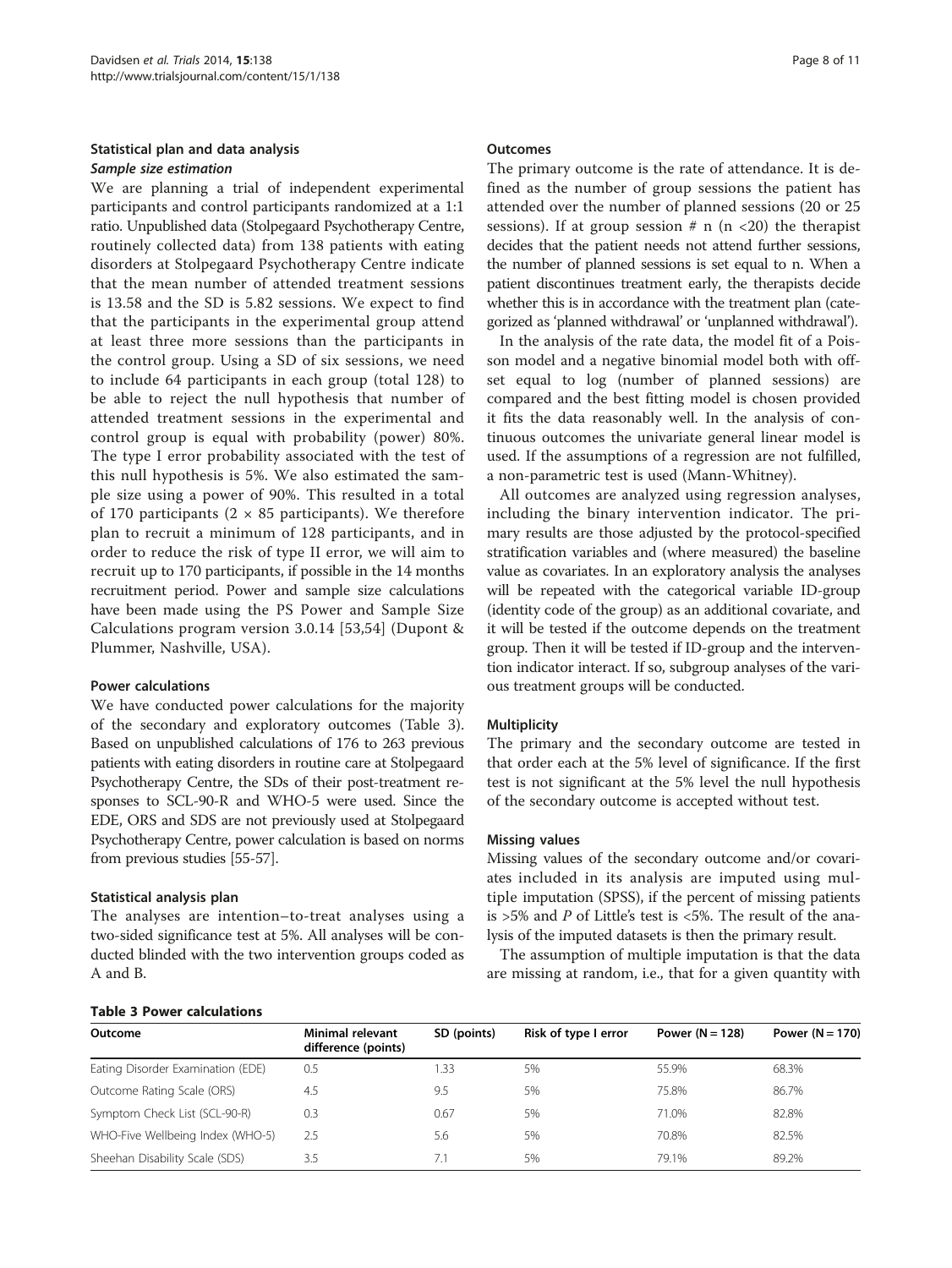### Statistical plan and data analysis

#### *Sample size estimation*

We are planning a trial of independent experimental participants and control participants randomized at a 1:1 ratio. Unpublished data (Stolpegaard Psychotherapy Centre, routinely collected data) from 138 patients with eating disorders at Stolpegaard Psychotherapy Centre indicate that the mean number of attended treatment sessions is 13.58 and the SD is 5.82 sessions. We expect to find that the participants in the experimental group attend at least three more sessions than the participants in the control group. Using a SD of six sessions, we need to include 64 participants in each group (total 128) to be able to reject the null hypothesis that number of attended treatment sessions in the experimental and control group is equal with probability (power) 80%. The type I error probability associated with the test of this null hypothesis is 5%. We also estimated the sample size using a power of 90%. This resulted in a total of 170 participants (2 × 85 participants). We therefore plan to recruit a minimum of 128 participants, and in order to reduce the risk of type II error, we will aim to recruit up to 170 participants, if possible in the 14 months recruitment period. Power and sample size calculations have been made using the PS Power and Sample Size Calculations program version 3.0.14 [53,54] (Dupont & Plummer, Nashville, USA).

### Power calculations

We have conducted power calculations for the majority of the secondary and exploratory outcomes (Table 3). Based on unpublished calculations of 176 to 263 previous patients with eating disorders in routine care at Stolpegaard Psychotherapy Centre, the SDs of their post-treatment responses to SCL-90-R and WHO-5 were used. Since the EDE, ORS and SDS are not previously used at Stolpegaard Psychotherapy Centre, power calculation is based on norms from previous studies [55-57].

### Statistical analysis plan

The analyses are intention–to-treat analyses using a two-sided significance test at 5%. All analyses will be conducted blinded with the two intervention groups coded as A and B.

### Outcomes

The primary outcome is the rate of attendance. It is defined as the number of group sessions the patient has attended over the number of planned sessions (20 or 25 sessions). If at group session # n (n <20) the therapist decides that the patient needs not attend further sessions, the number of planned sessions is set equal to n. When a patient discontinues treatment early, the therapists decide whether this is in accordance with the treatment plan (categorized as 'planned withdrawal' or 'unplanned withdrawal').

In the analysis of the rate data, the model fit of a Poisson model and a negative binomial model both with offset equal to log (number of planned sessions) are compared and the best fitting model is chosen provided it fits the data reasonably well. In the analysis of continuous outcomes the univariate general linear model is used. If the assumptions of a regression are not fulfilled, a non-parametric test is used (Mann-Whitney).

All outcomes are analyzed using regression analyses, including the binary intervention indicator. The primary results are those adjusted by the protocol-specified stratification variables and (where measured) the baseline value as covariates. In an exploratory analysis the analyses will be repeated with the categorical variable ID-group (identity code of the group) as an additional covariate, and it will be tested if the outcome depends on the treatment group. Then it will be tested if ID-group and the intervention indicator interact. If so, subgroup analyses of the various treatment groups will be conducted.

### Multiplicity

The primary and the secondary outcome are tested in that order each at the 5% level of significance. If the first test is not significant at the 5% level the null hypothesis of the secondary outcome is accepted without test.

### Missing values

Missing values of the secondary outcome and/or covariates included in its analysis are imputed using multiple imputation (SPSS), if the percent of missing patients is >5% and *P* of Little's test is <5%. The result of the analysis of the imputed datasets is then the primary result.

The assumption of multiple imputation is that the data are missing at random, i.e., that for a given quantity with

**Table 3 Power calculations**

| Outcome | Minimal relevant difference (points) | SD (points) | Risk of type I error | Power (N = 128) | Power (N = 170) |
|---|---|---|---|---|---|
| Eating Disorder Examination (EDE) | 0.5 | 1.33 | 5% | 55.9% | 68.3% |
| Outcome Rating Scale (ORS) | 4.5 | 9.5 | 5% | 75.8% | 86.7% |
| Symptom Check List (SCL-90-R) | 0.3 | 0.67 | 5% | 71.0% | 82.8% |
| WHO-Five Wellbeing Index (WHO-5) | 2.5 | 5.6 | 5% | 70.8% | 82.5% |
| Sheehan Disability Scale (SDS) | 3.5 | 7.1 | 5% | 79.1% | 89.2% |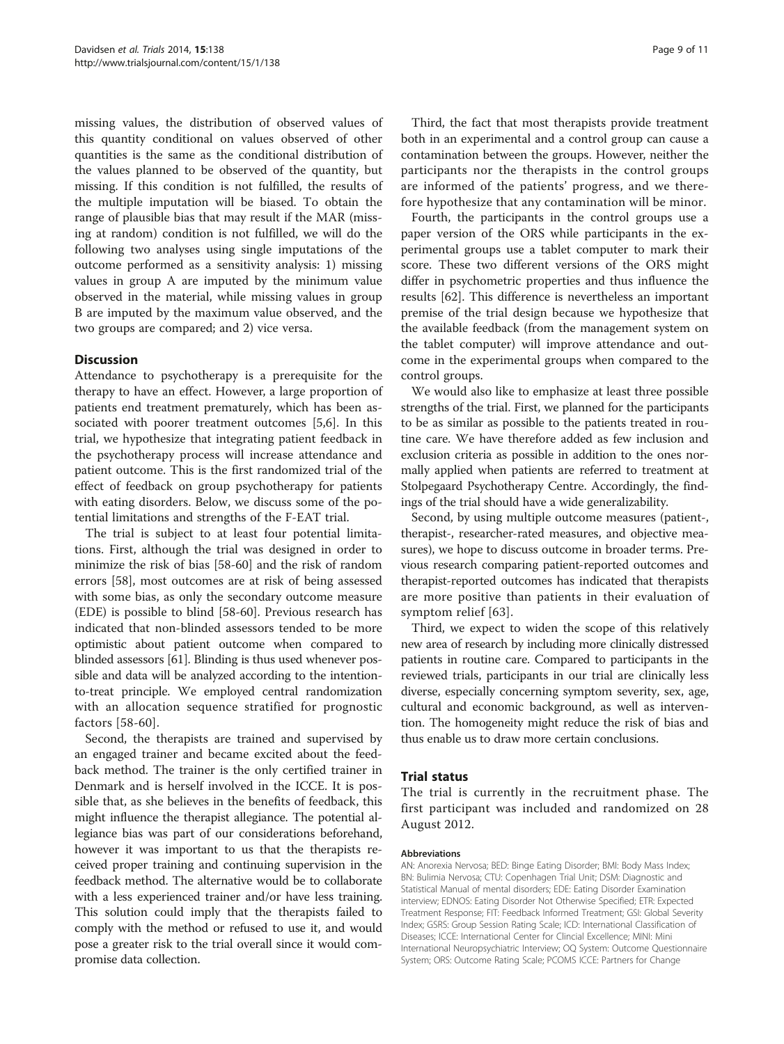missing values, the distribution of observed values of this quantity conditional on values observed of other quantities is the same as the conditional distribution of the values planned to be observed of the quantity, but missing. If this condition is not fulfilled, the results of the multiple imputation will be biased. To obtain the range of plausible bias that may result if the MAR (missing at random) condition is not fulfilled, we will do the following two analyses using single imputations of the outcome performed as a sensitivity analysis: 1) missing values in group A are imputed by the minimum value observed in the material, while missing values in group B are imputed by the maximum value observed, and the two groups are compared; and 2) vice versa.

## Discussion

Attendance to psychotherapy is a prerequisite for the therapy to have an effect. However, a large proportion of patients end treatment prematurely, which has been associated with poorer treatment outcomes [5,6]. In this trial, we hypothesize that integrating patient feedback in the psychotherapy process will increase attendance and patient outcome. This is the first randomized trial of the effect of feedback on group psychotherapy for patients with eating disorders. Below, we discuss some of the potential limitations and strengths of the F-EAT trial.

The trial is subject to at least four potential limitations. First, although the trial was designed in order to minimize the risk of bias [58-60] and the risk of random errors [58], most outcomes are at risk of being assessed with some bias, as only the secondary outcome measure (EDE) is possible to blind [58-60]. Previous research has indicated that non-blinded assessors tended to be more optimistic about patient outcome when compared to blinded assessors [61]. Blinding is thus used whenever possible and data will be analyzed according to the intention-to-treat principle. We employed central randomization with an allocation sequence stratified for prognostic factors [58-60].

Second, the therapists are trained and supervised by an engaged trainer and became excited about the feedback method. The trainer is the only certified trainer in Denmark and is herself involved in the ICCE. It is possible that, as she believes in the benefits of feedback, this might influence the therapist allegiance. The potential allegiance bias was part of our considerations beforehand, however it was important to us that the therapists received proper training and continuing supervision in the feedback method. The alternative would be to collaborate with a less experienced trainer and/or have less training. This solution could imply that the therapists failed to comply with the method or refused to use it, and would pose a greater risk to the trial overall since it would compromise data collection.

Third, the fact that most therapists provide treatment both in an experimental and a control group can cause a contamination between the groups. However, neither the participants nor the therapists in the control groups are informed of the patients' progress, and we therefore hypothesize that any contamination will be minor.

Fourth, the participants in the control groups use a paper version of the ORS while participants in the experimental groups use a tablet computer to mark their score. These two different versions of the ORS might differ in psychometric properties and thus influence the results [62]. This difference is nevertheless an important premise of the trial design because we hypothesize that the available feedback (from the management system on the tablet computer) will improve attendance and outcome in the experimental groups when compared to the control groups.

We would also like to emphasize at least three possible strengths of the trial. First, we planned for the participants to be as similar as possible to the patients treated in routine care. We have therefore added as few inclusion and exclusion criteria as possible in addition to the ones normally applied when patients are referred to treatment at Stolpegaard Psychotherapy Centre. Accordingly, the findings of the trial should have a wide generalizability.

Second, by using multiple outcome measures (patient-, therapist-, researcher-rated measures, and objective measures), we hope to discuss outcome in broader terms. Previous research comparing patient-reported outcomes and therapist-reported outcomes has indicated that therapists are more positive than patients in their evaluation of symptom relief [63].

Third, we expect to widen the scope of this relatively new area of research by including more clinically distressed patients in routine care. Compared to participants in the reviewed trials, participants in our trial are clinically less diverse, especially concerning symptom severity, sex, age, cultural and economic background, as well as intervention. The homogeneity might reduce the risk of bias and thus enable us to draw more certain conclusions.

## Trial status

The trial is currently in the recruitment phase. The first participant was included and randomized on 28 August 2012.

#### Abbreviations

AN: Anorexia Nervosa; BED: Binge Eating Disorder; BMI: Body Mass Index; BN: Bulimia Nervosa; CTU: Copenhagen Trial Unit; DSM: Diagnostic and Statistical Manual of mental disorders; EDE: Eating Disorder Examination interview; EDNOS: Eating Disorder Not Otherwise Specified; ETR: Expected Treatment Response; FIT: Feedback Informed Treatment; GSI: Global Severity Index; GSRS: Group Session Rating Scale; ICD: International Classification of Diseases; ICCE: International Center for Clincial Excellence; MINI: Mini International Neuropsychiatric Interview; OQ System: Outcome Questionnaire System; ORS: Outcome Rating Scale; PCOMS ICCE: Partners for Change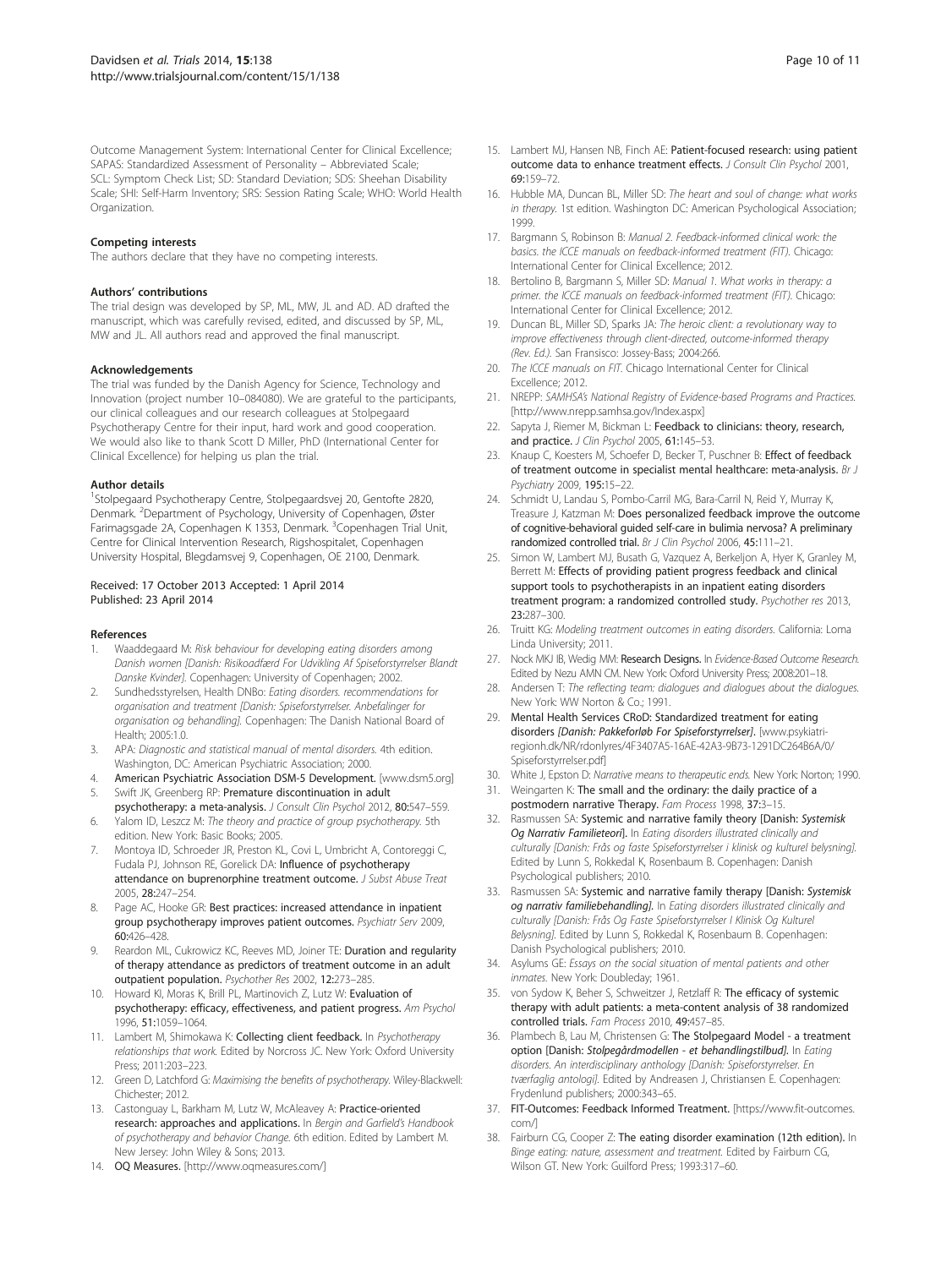Outcome Management System: International Center for Clinical Excellence; SAPAS: Standardized Assessment of Personality – Abbreviated Scale; SCL: Symptom Check List; SD: Standard Deviation; SDS: Sheehan Disability Scale; SHI: Self-Harm Inventory; SRS: Session Rating Scale; WHO: World Health Organization.

#### Competing interests

The authors declare that they have no competing interests.

#### Authors' contributions

The trial design was developed by SP, ML, MW, JL and AD. AD drafted the manuscript, which was carefully revised, edited, and discussed by SP, ML, MW and JL. All authors read and approved the final manuscript.

#### Acknowledgements

The trial was funded by the Danish Agency for Science, Technology and Innovation (project number 10–084080). We are grateful to the participants, our clinical colleagues and our research colleagues at Stolpegaard Psychotherapy Centre for their input, hard work and good cooperation. We would also like to thank Scott D Miller, PhD (International Center for Clinical Excellence) for helping us plan the trial.

#### Author details

[1]Stolpegaard Psychotherapy Centre, Stolpegaardsvej 20, Gentofte 2820, Denmark. [2]Department of Psychology, University of Copenhagen, Øster Farimagsgade 2A, Copenhagen K 1353, Denmark. [3]Copenhagen Trial Unit, Centre for Clinical Intervention Research, Rigshospitalet, Copenhagen University Hospital, Blegdamsvej 9, Copenhagen, OE 2100, Denmark.

Received: 17 October 2013 Accepted: 1 April 2014
Published: 23 April 2014

#### References

1. Waaddegaard M: *Risk behaviour for developing eating disorders among Danish women [Danish: Risikoadfærd For Udvikling Af Spiseforstyrrelser Blandt Danske Kvinder].* Copenhagen: University of Copenhagen; 2002.
2. Sundhedsstyrelsen, Health DNBo: *Eating disorders. recommendations for organisation and treatment [Danish: Spiseforstyrrelser. Anbefalinger for organisation og behandling].* Copenhagen: The Danish National Board of Health; 2005:1.0.
3. APA: *Diagnostic and statistical manual of mental disorders.* 4th edition. Washington, DC: American Psychiatric Association; 2000.
4. **American Psychiatric Association DSM-5 Development.** [www.dsm5.org]
5. Swift JK, Greenberg RP: **Premature discontinuation in adult psychotherapy: a meta-analysis.** *J Consult Clin Psychol* 2012, **80:**547–559.
6. Yalom ID, Leszcz M: *The theory and practice of group psychotherapy.* 5th edition. New York: Basic Books; 2005.
7. Montoya ID, Schroeder JR, Preston KL, Covi L, Umbricht A, Contoreggi C, Fudala PJ, Johnson RE, Gorelick DA: **Influence of psychotherapy attendance on buprenorphine treatment outcome.** *J Subst Abuse Treat* 2005, **28:**247–254.
8. Page AC, Hooke GR: **Best practices: increased attendance in inpatient group psychotherapy improves patient outcomes.** *Psychiatr Serv* 2009, **60:**426–428.
9. Reardon ML, Cukrowicz KC, Reeves MD, Joiner TE: **Duration and regularity of therapy attendance as predictors of treatment outcome in an adult outpatient population.** *Psychother Res* 2002, **12:**273–285.
10. Howard KI, Moras K, Brill PL, Martinovich Z, Lutz W: **Evaluation of psychotherapy: efficacy, effectiveness, and patient progress.** *Am Psychol* 1996, **51:**1059–1064.
11. Lambert M, Shimokawa K: **Collecting client feedback.** In *Psychotherapy relationships that work.* Edited by Norcross JC. New York: Oxford University Press; 2011:203–223.
12. Green D, Latchford G: *Maximising the benefits of psychotherapy.* Wiley-Blackwell: Chichester; 2012.
13. Castonguay L, Barkham M, Lutz W, McAleavey A: **Practice-oriented research: approaches and applications.** In *Bergin and Garfield's Handbook of psychotherapy and behavior Change.* 6th edition. Edited by Lambert M. New Jersey: John Wiley & Sons; 2013.
14. **OQ Measures.** [http://www.oqmeasures.com/]
15. Lambert MJ, Hansen NB, Finch AE: **Patient-focused research: using patient outcome data to enhance treatment effects.** *J Consult Clin Psychol* 2001, **69:**159–72.
16. Hubble MA, Duncan BL, Miller SD: *The heart and soul of change: what works in therapy.* 1st edition. Washington DC: American Psychological Association; 1999.
17. Bargmann S, Robinson B: *Manual 2. Feedback-informed clinical work: the basics. the ICCE manuals on feedback-informed treatment (FIT).* Chicago: International Center for Clinical Excellence; 2012.
18. Bertolino B, Bargmann S, Miller SD: *Manual 1. What works in therapy: a primer. the ICCE manuals on feedback-informed treatment (FIT).* Chicago: International Center for Clinical Excellence; 2012.
19. Duncan BL, Miller SD, Sparks JA: *The heroic client: a revolutionary way to improve effectiveness through client-directed, outcome-informed therapy (Rev. Ed.).* San Fransisco: Jossey-Bass; 2004:266.
20. *The ICCE manuals on FIT.* Chicago International Center for Clinical Excellence; 2012.
21. NREPP: *SAMHSA's National Registry of Evidence-based Programs and Practices.* [http://www.nrepp.samhsa.gov/Index.aspx]
22. Sapyta J, Riemer M, Bickman L: **Feedback to clinicians: theory, research, and practice.** *J Clin Psychol* 2005, **61:**145–53.
23. Knaup C, Koesters M, Schoefer D, Becker T, Puschner B: **Effect of feedback of treatment outcome in specialist mental healthcare: meta-analysis.** *Br J Psychiatry* 2009, **195:**15–22.
24. Schmidt U, Landau S, Pombo-Carril MG, Bara-Carril N, Reid Y, Murray K, Treasure J, Katzman M: **Does personalized feedback improve the outcome of cognitive-behavioral guided self-care in bulimia nervosa? A preliminary randomized controlled trial.** *Br J Clin Psychol* 2006, **45:**111–21.
25. Simon W, Lambert MJ, Busath G, Vazquez A, Berkeljon A, Hyer K, Granley M, Berrett M: **Effects of providing patient progress feedback and clinical support tools to psychotherapists in an inpatient eating disorders treatment program: a randomized controlled study.** *Psychother res* 2013, **23:**287–300.
26. Truitt KG: *Modeling treatment outcomes in eating disorders.* California: Loma Linda University; 2011.
27. Nock MKJ IB, Wedig MM: **Research Designs.** In *Evidence-Based Outcome Research.* Edited by Nezu AMN CM. New York: Oxford University Press; 2008:201–18.
28. Andersen T: *The reflecting team: dialogues and dialogues about the dialogues.* New York: WW Norton & Co.; 1991.
29. **Mental Health Services CRoD: Standardized treatment for eating disorders** *[Danish: Pakkeforløb For Spiseforstyrrelser]*. [www.psykiatri-regionh.dk/NR/rdonlyres/4F3407A5-16AE-42A3-9B73-1291DC264B6A/0/Spiseforstyrrelser.pdf]
30. White J, Epston D: *Narrative means to therapeutic ends.* New York: Norton; 1990.
31. Weingarten K: **The small and the ordinary: the daily practice of a postmodern narrative Therapy.** *Fam Process* 1998, **37:**3–15.
32. Rasmussen SA: **Systemic and narrative family theory [Danish: *Systemisk Og Narrativ Familieteori*].** In *Eating disorders illustrated clinically and culturally [Danish: Frås og faste Spiseforstyrrelser i klinisk og kulturel belysning].* Edited by Lunn S, Rokkedal K, Rosenbaum B. Copenhagen: Danish Psychological publishers; 2010.
33. Rasmussen SA: **Systemic and narrative family therapy [Danish: *Systemisk og narrativ familiebehandling*].** In *Eating disorders illustrated clinically and culturally [Danish: Frås Og Faste Spiseforstyrrelser I Klinisk Og Kulturel Belysning].* Edited by Lunn S, Rokkedal K, Rosenbaum B. Copenhagen: Danish Psychological publishers; 2010.
34. Asylums GE: *Essays on the social situation of mental patients and other inmates.* New York: Doubleday; 1961.
35. von Sydow K, Beher S, Schweitzer J, Retzlaff R: **The efficacy of systemic therapy with adult patients: a meta-content analysis of 38 randomized controlled trials.** *Fam Process* 2010, **49:**457–85.
36. Plambech B, Lau M, Christensen G: **The Stolpegaard Model - a treatment option [Danish: *Stolpegårdmodellen - et behandlingstilbud*].** In *Eating disorders. An interdisciplinary anthology [Danish: Spiseforstyrrelser. En tværfaglig antologi].* Edited by Andreasen J, Christiansen E. Copenhagen: Frydenlund publishers; 2000:343–65.
37. **FIT-Outcomes: Feedback Informed Treatment.** [https://www.fit-outcomes.com/]
38. Fairburn CG, Cooper Z: **The eating disorder examination (12th edition).** In *Binge eating: nature, assessment and treatment.* Edited by Fairburn CG, Wilson GT. New York: Guilford Press; 1993:317–60.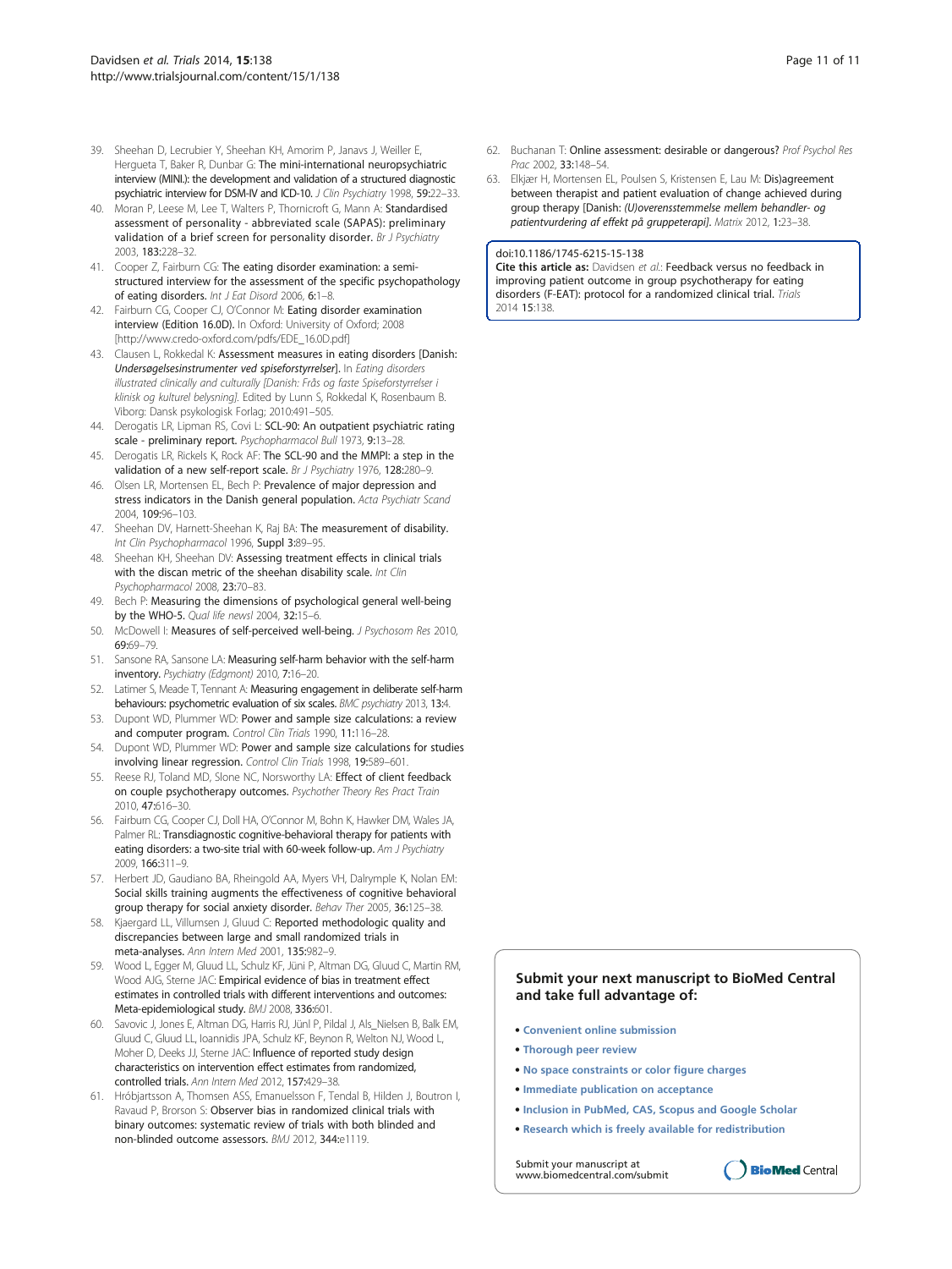39. Sheehan D, Lecrubier Y, Sheehan KH, Amorim P, Janavs J, Weiller E, Hergueta T, Baker R, Dunbar G: **The mini-international neuropsychiatric interview (MINI.): the development and validation of a structured diagnostic psychiatric interview for DSM-IV and ICD-10.** *J Clin Psychiatry* 1998, **59:**22–33.
40. Moran P, Leese M, Lee T, Walters P, Thornicroft G, Mann A: **Standardised assessment of personality - abbreviated scale (SAPAS): preliminary validation of a brief screen for personality disorder.** *Br J Psychiatry* 2003, **183:**228–32.
41. Cooper Z, Fairburn CG: **The eating disorder examination: a semi-structured interview for the assessment of the specific psychopathology of eating disorders.** *Int J Eat Disord* 2006, **6:**1–8.
42. Fairburn CG, Cooper CJ, O'Connor M: **Eating disorder examination interview (Edition 16.0D).** In Oxford: University of Oxford; 2008 [http://www.credo-oxford.com/pdfs/EDE_16.0D.pdf]
43. Clausen L, Rokkedal K: **Assessment measures in eating disorders [Danish: *Undersøgelsesinstrumenter ved spiseforstyrrelser*].** In *Eating disorders illustrated clinically and culturally [Danish: Frås og faste Spiseforstyrrelser i klinisk og kulturel belysning].* Edited by Lunn S, Rokkedal K, Rosenbaum B. Viborg: Dansk psykologisk Forlag; 2010:491–505.
44. Derogatis LR, Lipman RS, Covi L: **SCL-90: An outpatient psychiatric rating scale - preliminary report.** *Psychopharmacol Bull* 1973, **9:**13–28.
45. Derogatis LR, Rickels K, Rock AF: **The SCL-90 and the MMPI: a step in the validation of a new self-report scale.** *Br J Psychiatry* 1976, **128:**280–9.
46. Olsen LR, Mortensen EL, Bech P: **Prevalence of major depression and stress indicators in the Danish general population.** *Acta Psychiatr Scand* 2004, **109:**96–103.
47. Sheehan DV, Harnett-Sheehan K, Raj BA: **The measurement of disability.** *Int Clin Psychopharmacol* 1996, **Suppl 3:**89–95.
48. Sheehan KH, Sheehan DV: **Assessing treatment effects in clinical trials with the discan metric of the sheehan disability scale.** *Int Clin Psychopharmacol* 2008, **23:**70–83.
49. Bech P: **Measuring the dimensions of psychological general well-being by the WHO-5.** *Qual life newsl* 2004, **32:**15–6.
50. McDowell I: **Measures of self-perceived well-being.** *J Psychosom Res* 2010, **69:**69–79.
51. Sansone RA, Sansone LA: **Measuring self-harm behavior with the self-harm inventory.** *Psychiatry (Edgmont)* 2010, **7:**16–20.
52. Latimer S, Meade T, Tennant A: **Measuring engagement in deliberate self-harm behaviours: psychometric evaluation of six scales.** *BMC psychiatry* 2013, **13:**4.
53. Dupont WD, Plummer WD: **Power and sample size calculations: a review and computer program.** *Control Clin Trials* 1990, **11:**116–28.
54. Dupont WD, Plummer WD: **Power and sample size calculations for studies involving linear regression.** *Control Clin Trials* 1998, **19:**589–601.
55. Reese RJ, Toland MD, Slone NC, Norsworthy LA: **Effect of client feedback on couple psychotherapy outcomes.** *Psychother Theory Res Pract Train* 2010, **47:**616–30.
56. Fairburn CG, Cooper CJ, Doll HA, O'Connor M, Bohn K, Hawker DM, Wales JA, Palmer RL: **Transdiagnostic cognitive-behavioral therapy for patients with eating disorders: a two-site trial with 60-week follow-up.** *Am J Psychiatry* 2009, **166:**311–9.
57. Herbert JD, Gaudiano BA, Rheingold AA, Myers VH, Dalrymple K, Nolan EM: **Social skills training augments the effectiveness of cognitive behavioral group therapy for social anxiety disorder.** *Behav Ther* 2005, **36:**125–38.
58. Kjaergard LL, Villumsen J, Gluud C: **Reported methodologic quality and discrepancies between large and small randomized trials in meta-analyses.** *Ann Intern Med* 2001, **135:**982–9.
59. Wood L, Egger M, Gluud LL, Schulz KF, Jüni P, Altman DG, Gluud C, Martin RM, Wood AJG, Sterne JAC: **Empirical evidence of bias in treatment effect estimates in controlled trials with different interventions and outcomes: Meta-epidemiological study.** *BMJ* 2008, **336:**601.
60. Savovic J, Jones E, Altman DG, Harris RJ, Jüni P, Pildal J, Als_Nielsen B, Balk EM, Gluud C, Gluud LL, Ioannidis JPA, Schulz KF, Beynon R, Welton NJ, Wood L, Moher D, Deeks JJ, Sterne JAC: **Influence of reported study design characteristics on intervention effect estimates from randomized, controlled trials.** *Ann Intern Med* 2012, **157:**429–38.
61. Hróbjartsson A, Thomsen ASS, Emanuelsson F, Tendal B, Hilden J, Boutron I, Ravaud P, Brorson S: **Observer bias in randomized clinical trials with binary outcomes: systematic review of trials with both blinded and non-blinded outcome assessors.** *BMJ* 2012, **344:**e1119.
62. Buchanan T: **Online assessment: desirable or dangerous?** *Prof Psychol Res Prac* 2002, **33:**148–54.
63. Elkjær H, Mortensen EL, Poulsen S, Kristensen E, Lau M: **Dis)agreement between therapist and patient evaluation of change achieved during group therapy [Danish: *(U)overensstemmelse mellem behandler- og patientvurdering af effekt på gruppeterapi*].** *Matrix* 2012, **1:**23–38.

doi:10.1186/1745-6215-15-138
**Cite this article as:** Davidsen *et al.*: Feedback versus no feedback in improving patient outcome in group psychotherapy for eating disorders (F-EAT): protocol for a randomized clinical trial. *Trials* 2014 **15**:138.

**Submit your next manuscript to BioMed Central and take full advantage of:**

- Convenient online submission
- Thorough peer review
- No space constraints or color figure charges
- Immediate publication on acceptance
- Inclusion in PubMed, CAS, Scopus and Google Scholar
- Research which is freely available for redistribution

Submit your manuscript at www.biomedcentral.com/submit

BioMed Central